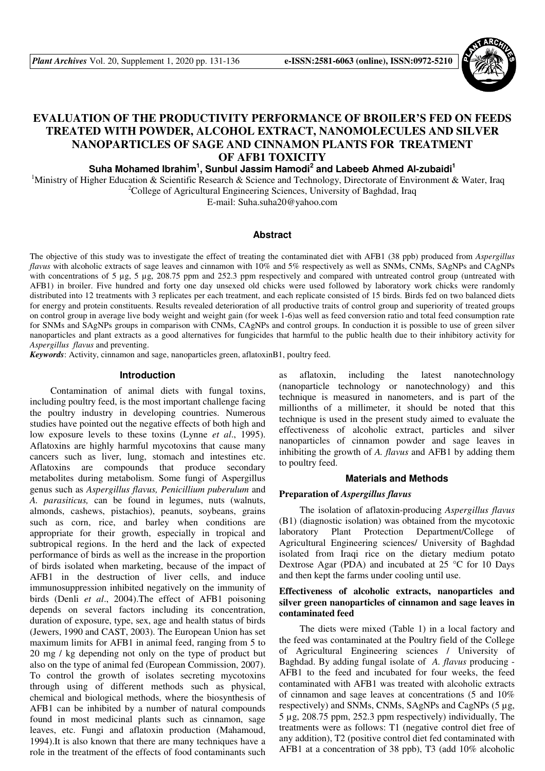# EVALUATION OF THE PRODUCTIVITY PERFORMANCE OF BROILER'S FED ON FEEDS TREATED WITH POWDER, ALCOHOL EXTRACT, NANOMOLECULES AND SILVER NANOPARTICLES OF SAGE AND CINNAMON PLANTS FOR TREATMENT OF AFB1 TOXICITY

**Suha Mohamed Ibrahim[1], Sunbul Jassim Hamodi[2] and Labeeb Ahmed Al-zubaidi[1]**

[1]Ministry of Higher Education & Scientific Research & Science and Technology, Directorate of Environment & Water, Iraq

[2]College of Agricultural Engineering Sciences, University of Baghdad, Iraq

E-mail: Suha.suha20@yahoo.com

## Abstract

The objective of this study was to investigate the effect of treating the contaminated diet with AFB1 (38 ppb) produced from *Aspergillus flavus* with alcoholic extracts of sage leaves and cinnamon with 10% and 5% respectively as well as SNMs, CNMs, SAgNPs and CAgNPs with concentrations of 5 µg, 5 µg, 208.75 ppm and 252.3 ppm respectively and compared with untreated control group (untreated with AFB1) in broiler. Five hundred and forty one day unsexed old chicks were used followed by laboratory work chicks were randomly distributed into 12 treatments with 3 replicates per each treatment, and each replicate consisted of 15 birds. Birds fed on two balanced diets for energy and protein constituents. Results revealed deterioration of all productive traits of control group and superiority of treated groups on control group in average live body weight and weight gain (for week 1-6)as well as feed conversion ratio and total feed consumption rate for SNMs and SAgNPs groups in comparison with CNMs, CAgNPs and control groups. In conduction it is possible to use of green silver nanoparticles and plant extracts as a good alternatives for fungicides that harmful to the public health due to their inhibitory activity for *Aspergillus flavus* and preventing.

***Keywords***: Activity, cinnamon and sage, nanoparticles green, aflatoxinB1, poultry feed.

## Introduction

Contamination of animal diets with fungal toxins, including poultry feed, is the most important challenge facing the poultry industry in developing countries. Numerous studies have pointed out the negative effects of both high and low exposure levels to these toxins (Lynne *et al*., 1995). Aflatoxins are highly harmful mycotoxins that cause many cancers such as liver, lung, stomach and intestines etc. Aflatoxins are compounds that produce secondary metabolites during metabolism. Some fungi of Aspergillus genus such as *Aspergillus flavus, Penicillium puberulum* and *A. parasiticus,* can be found in legumes, nuts (walnuts, almonds, cashews, pistachios), peanuts, soybeans, grains such as corn, rice, and barley when conditions are appropriate for their growth, especially in tropical and subtropical regions. In the herd and the lack of expected performance of birds as well as the increase in the proportion of birds isolated when marketing, because of the impact of AFB1 in the destruction of liver cells, and induce immunosuppression inhibited negatively on the immunity of birds (Denli *et al*., 2004).The effect of AFB1 poisoning depends on several factors including its concentration, duration of exposure, type, sex, age and health status of birds (Jewers, 1990 and CAST, 2003). The European Union has set maximum limits for AFB1 in animal feed, ranging from 5 to 20 mg / kg depending not only on the type of product but also on the type of animal fed (European Commission, 2007). To control the growth of isolates secreting mycotoxins through using of different methods such as physical, chemical and biological methods, where the biosynthesis of AFB1 can be inhibited by a number of natural compounds found in most medicinal plants such as cinnamon, sage leaves, etc. Fungi and aflatoxin production (Mahamoud, 1994).It is also known that there are many techniques have a role in the treatment of the effects of food contaminants such as aflatoxin, including the latest nanotechnology (nanoparticle technology or nanotechnology) and this technique is measured in nanometers, and is part of the millionths of a millimeter, it should be noted that this technique is used in the present study aimed to evaluate the effectiveness of alcoholic extract, particles and silver nanoparticles of cinnamon powder and sage leaves in inhibiting the growth of *A. flavus* and AFB1 by adding them to poultry feed.

## Materials and Methods

### Preparation of *Aspergillus flavus*

The isolation of aflatoxin-producing *Aspergillus flavus* (B1) (diagnostic isolation) was obtained from the mycotoxic laboratory Plant Protection Department/College of Agricultural Engineering sciences/ University of Baghdad isolated from Iraqi rice on the dietary medium potato Dextrose Agar (PDA) and incubated at 25 °C for 10 Days and then kept the farms under cooling until use.

### Effectiveness of alcoholic extracts, nanoparticles and silver green nanoparticles of cinnamon and sage leaves in contaminated feed

The diets were mixed (Table 1) in a local factory and the feed was contaminated at the Poultry field of the College of Agricultural Engineering sciences / University of Baghdad. By adding fungal isolate of *A. flavus* producing - AFB1 to the feed and incubated for four weeks, the feed contaminated with AFB1 was treated with alcoholic extracts of cinnamon and sage leaves at concentrations (5 and 10% respectively) and SNMs, CNMs, SAgNPs and CagNPs (5 µg, 5 µg, 208.75 ppm, 252.3 ppm respectively) individually, The treatments were as follows: T1 (negative control diet free of any addition), T2 (positive control diet fed contaminated with AFB1 at a concentration of 38 ppb), T3 (add 10% alcoholic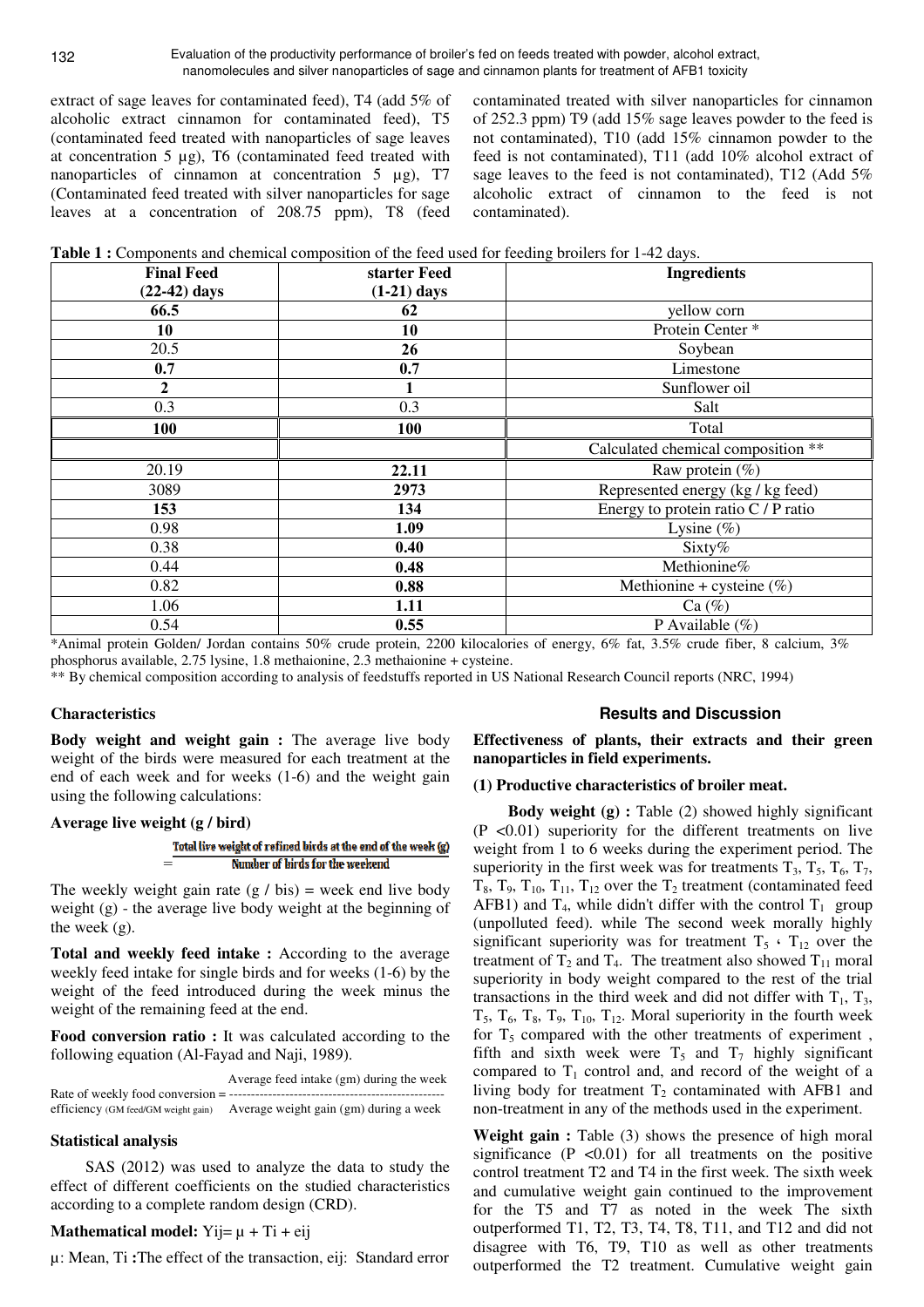extract of sage leaves for contaminated feed), T4 (add 5% of alcoholic extract cinnamon for contaminated feed), T5 (contaminated feed treated with nanoparticles of sage leaves at concentration 5 µg), T6 (contaminated feed treated with nanoparticles of cinnamon at concentration 5 µg), T7 (Contaminated feed treated with silver nanoparticles for sage leaves at a concentration of 208.75 ppm), T8 (feed contaminated treated with silver nanoparticles for cinnamon of 252.3 ppm) T9 (add 15% sage leaves powder to the feed is not contaminated), T10 (add 15% cinnamon powder to the feed is not contaminated), T11 (add 10% alcohol extract of sage leaves to the feed is not contaminated), T12 (Add 5% alcoholic extract of cinnamon to the feed is not contaminated).

**Table 1 :** Components and chemical composition of the feed used for feeding broilers for 1-42 days.

| Final Feed (22-42) days | starter Feed (1-21) days | Ingredients |
|---|---|---|
| **66.5** | **62** | yellow corn |
| **10** | **10** | Protein Center * |
| 20.5 | **26** | Soybean |
| **0.7** | **0.7** | Limestone |
| **2** | **1** | Sunflower oil |
| 0.3 | 0.3 | Salt |
| **100** | **100** | Total |
| | | Calculated chemical composition ** |
| 20.19 | **22.11** | Raw protein (%) |
| 3089 | **2973** | Represented energy (kg / kg feed) |
| **153** | **134** | Energy to protein ratio C / P ratio |
| 0.98 | **1.09** | Lysine (%) |
| 0.38 | **0.40** | Sixty% |
| 0.44 | **0.48** | Methionine% |
| 0.82 | **0.88** | Methionine + cysteine (%) |
| 1.06 | **1.11** | Ca (%) |
| 0.54 | **0.55** | P Available (%) |

*Animal protein Golden/ Jordan contains 50% crude protein, 2200 kilocalories of energy, 6% fat, 3.5% crude fiber, 8 calcium, 3% phosphorus available, 2.75 lysine, 1.8 methaionine, 2.3 methaionine + cysteine.

** By chemical composition according to analysis of feedstuffs reported in US National Research Council reports (NRC, 1994)

### Characteristics

**Body weight and weight gain :** The average live body weight of the birds were measured for each treatment at the end of each week and for weeks (1-6) and the weight gain using the following calculations:

**Average live weight (g / bird)**

$$= \frac{\text{Total live weight of refined birds at the end of the week (g)}}{\text{Number of birds for the weekend}}$$

The weekly weight gain rate (g / bis) = week end live body weight (g) - the average live body weight at the beginning of the week (g).

**Total and weekly feed intake :** According to the average weekly feed intake for single birds and for weeks (1-6) by the weight of the feed introduced during the week minus the weight of the remaining feed at the end.

**Food conversion ratio :** It was calculated according to the following equation (Al-Fayad and Naji, 1989).

$$\text{Rate of weekly food conversion efficiency (GM feed/GM weight gain)} = \frac{\text{Average feed intake (gm) during the week}}{\text{Average weight gain (gm) during a week}}$$

### Statistical analysis

SAS (2012) was used to analyze the data to study the effect of different coefficients on the studied characteristics according to a complete random design (CRD).

**Mathematical model:** $Y_{ij} = \mu + T_i + e_{ij}$

µ: Mean, Ti **:**The effect of the transaction, eij: Standard error

## Results and Discussion

**Effectiveness of plants, their extracts and their green nanoparticles in field experiments.**

**(1) Productive characteristics of broiler meat.**

**Body weight (g) :** Table (2) showed highly significant ($P < 0.01$) superiority for the different treatments on live weight from 1 to 6 weeks during the experiment period. The superiority in the first week was for treatments $T_3$, $T_5$, $T_6$, $T_7$, $T_8$, $T_9$, $T_{10}$, $T_{11}$, $T_{12}$ over the $T_2$ treatment (contaminated feed AFB1) and $T_4$, while didn't differ with the control $T_1$ group (unpolluted feed). while The second week morally highly significant superiority was for treatment $T_5$ ، $T_{12}$ over the treatment of $T_2$ and $T_4$. The treatment also showed $T_{11}$ moral superiority in body weight compared to the rest of the trial transactions in the third week and did not differ with $T_1$, $T_3$, $T_5$, $T_6$, $T_8$, $T_9$, $T_{10}$, $T_{12}$. Moral superiority in the fourth week for $T_5$ compared with the other treatments of experiment , fifth and sixth week were $T_5$ and $T_7$ highly significant compared to $T_1$ control and, and record of the weight of a living body for treatment $T_2$ contaminated with AFB1 and non-treatment in any of the methods used in the experiment.

**Weight gain :** Table (3) shows the presence of high moral significance ($P < 0.01$) for all treatments on the positive control treatment T2 and T4 in the first week. The sixth week and cumulative weight gain continued to the improvement for the T5 and T7 as noted in the week The sixth outperformed T1, T2, T3, T4, T8, T11, and T12 and did not disagree with T6, T9, T10 as well as other treatments outperformed the T2 treatment. Cumulative weight gain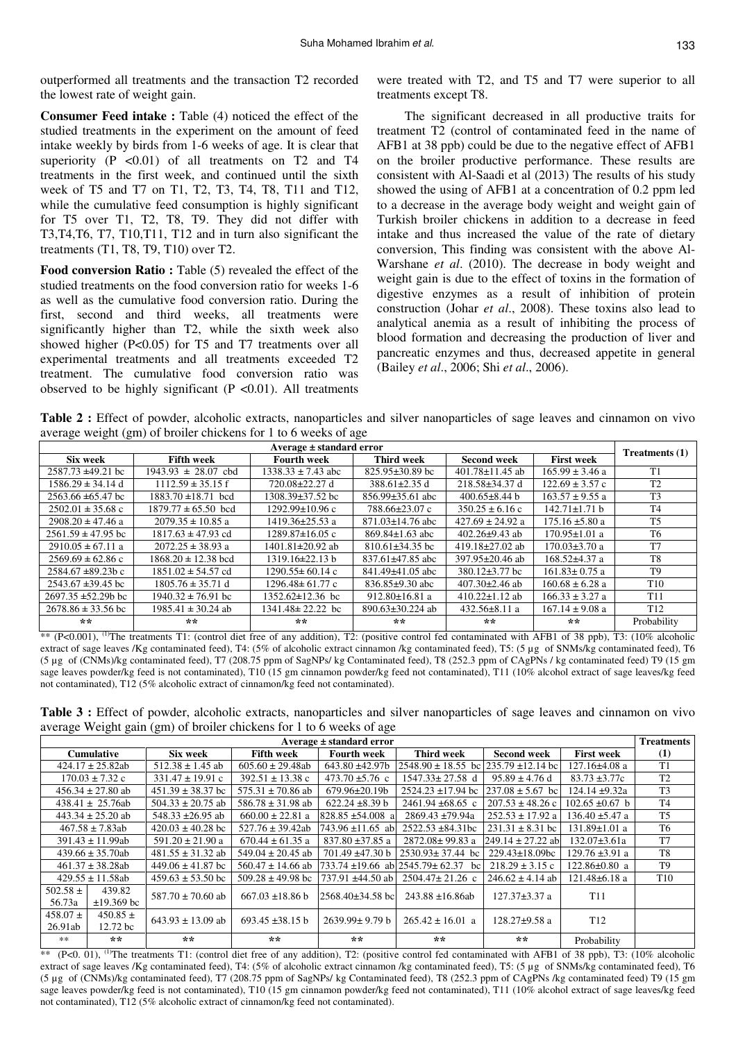outperformed all treatments and the transaction T2 recorded the lowest rate of weight gain.

**Consumer Feed intake :** Table (4) noticed the effect of the studied treatments in the experiment on the amount of feed intake weekly by birds from 1-6 weeks of age. It is clear that superiority ($P < 0.01$) of all treatments on T2 and T4 treatments in the first week, and continued until the sixth week of T5 and T7 on T1, T2, T3, T4, T8, T11 and T12, while the cumulative feed consumption is highly significant for T5 over T1, T2, T8, T9. They did not differ with T3,T4,T6, T7, T10,T11, T12 and in turn also significant the treatments (T1, T8, T9, T10) over T2.

**Food conversion Ratio :** Table (5) revealed the effect of the studied treatments on the food conversion ratio for weeks 1-6 as well as the cumulative food conversion ratio. During the first, second and third weeks, all treatments were significantly higher than T2, while the sixth week also showed higher ($P<0.05$) for T5 and T7 treatments over all experimental treatments and all treatments exceeded T2 treatment. The cumulative food conversion ratio was observed to be highly significant ($P < 0.01$). All treatments were treated with T2, and T5 and T7 were superior to all treatments except T8.

The significant decreased in all productive traits for treatment T2 (control of contaminated feed in the name of AFB1 at 38 ppb) could be due to the negative effect of AFB1 on the broiler productive performance. These results are consistent with Al-Saadi et al (2013) The results of his study showed the using of AFB1 at a concentration of 0.2 ppm led to a decrease in the average body weight and weight gain of Turkish broiler chickens in addition to a decrease in feed intake and thus increased the value of the rate of dietary conversion, This finding was consistent with the above Al-Warshane *et al*. (2010). The decrease in body weight and weight gain is due to the effect of toxins in the formation of digestive enzymes as a result of inhibition of protein construction (Johar *et al*., 2008). These toxins also lead to analytical anemia as a result of inhibiting the process of blood formation and decreasing the production of liver and pancreatic enzymes and thus, decreased appetite in general (Bailey *et al*., 2006; Shi *et al*., 2006).

**Table 2 :** Effect of powder, alcoholic extracts, nanoparticles and silver nanoparticles of sage leaves and cinnamon on vivo average weight (gm) of broiler chickens for 1 to 6 weeks of age

| Average ± standard error | | | | | | Treatments (1) |
|---|---|---|---|---|---|---|
| Six week | Fifth week | Fourth week | Third week | Second week | First week | |
| 2587.73 ±49.21 bc | 1943.93 ± 28.07 cbd | 1338.33 ± 7.43 abc | 825.95±30.89 bc | 401.78±11.45 ab | 165.99 ± 3.46 a | T1 |
| 1586.29 ± 34.14 d | 1112.59 ± 35.15 f | 720.08±22.27 d | 388.61±2.35 d | 218.58±34.37 d | 122.69 ± 3.57 c | T2 |
| 2563.66 ±65.47 bc | 1883.70 ±18.71 bcd | 1308.39±37.52 bc | 856.99±35.61 abc | 400.65±8.44 b | 163.57 ± 9.55 a | T3 |
| 2502.01 ± 35.68 c | 1879.77 ± 65.50 bcd | 1292.99±10.96 c | 788.66±23.07 c | 350.25 ± 6.16 c | 142.71±1.71 b | T4 |
| 2908.20 ± 47.46 a | 2079.35 ± 10.85 a | 1419.36±25.53 a | 871.03±14.76 abc | 427.69 ± 24.92 a | 175.16 ±5.80 a | T5 |
| 2561.59 ± 47.95 bc | 1817.63 ± 47.93 cd | 1289.87±16.05 c | 869.84±1.63 abc | 402.26±9.43 ab | 170.95±1.01 a | T6 |
| 2910.05 ± 67.11 a | 2072.25 ± 38.93 a | 1401.81±20.92 ab | 810.61±34.35 bc | 419.18±27.02 ab | 170.03±3.70 a | T7 |
| 2569.69 ± 62.86 c | 1868.20 ± 12.38 bcd | 1319.16±22.13 b | 837.61±47.85 abc | 397.95±20.46 ab | 168.52±4.37 a | T8 |
| 2584.67 ±89.23b c | 1851.02 ± 54.57 cd | 1290.55± 60.14 c | 841.49±41.05 abc | 380.12±3.77 bc | 161.83± 0.75 a | T9 |
| 2543.67 ±39.45 bc | 1805.76 ± 35.71 d | 1296.48± 61.77 c | 836.85±9.30 abc | 407.30±2.46 ab | 160.68 ± 6.28 a | T10 |
| 2697.35 ±52.29b bc | 1940.32 ± 76.91 bc | 1352.62±12.36 bc | 912.80±16.81 a | 410.22±1.12 ab | 166.33 ± 3.27 a | T11 |
| 2678.86 ± 33.56 bc | 1985.41 ± 30.24 ab | 1341.48± 22.22 bc | 890.63±30.224 ab | 432.56±8.11 a | 167.14 ± 9.08 a | T12 |
| ** | ** | ** | ** | ** | ** | Probability |

** (P<0.001), (1)The treatments T1: (control diet free of any addition), T2: (positive control fed contaminated with AFB1 of 38 ppb), T3: (10% alcoholic extract of sage leaves /Kg contaminated feed), T4: (5% of alcoholic extract cinnamon /kg contaminated feed), T5: (5 μg of SNMs/kg contaminated feed), T6 (5 μg of (CNMs)/kg contaminated feed), T7 (208.75 ppm of SagNPs/ kg Contaminated feed), T8 (252.3 ppm of CAgPNs / kg contaminated feed) T9 (15 gm sage leaves powder/kg feed is not contaminated), T10 (15 gm cinnamon powder/kg feed not contaminated), T11 (10% alcohol extract of sage leaves/kg feed not contaminated), T12 (5% alcoholic extract of cinnamon/kg feed not contaminated).

**Table 3 :** Effect of powder, alcoholic extracts, nanoparticles and silver nanoparticles of sage leaves and cinnamon on vivo average Weight gain (gm) of broiler chickens for 1 to 6 weeks of age

| Average ± standard error | | | | | | | Treatments (1) |
|---|---|---|---|---|---|---|---|
| Cumulative | Six week | Fifth week | Fourth week | Third week | Second week | First week | |
| 424.17 ± 25.82ab | 512.38 ± 1.45 ab | 605.60 ± 29.48ab | 643.80 ±42.97b | 2548.90 ± 18.55 bc | 235.79 ±12.14 bc | 127.16±4.08 a | T1 |
| 170.03 ± 7.32 c | 331.47 ± 19.91 c | 392.51 ± 13.38 c | 473.70 ±5.76 c | 1547.33± 27.58 d | 95.89 ± 4.76 d | 83.73 ±3.77c | T2 |
| 456.34 ± 27.80 ab | 451.39 ± 38.37 bc | 575.31 ± 70.86 ab | 679.96±20.19b | 2524.23 ±17.94 bc | 237.08 ± 5.67 bc | 124.14 ±9.32a | T3 |
| 438.41 ± 25.76ab | 504.33 ± 20.75 ab | 586.78 ± 31.98 ab | 622.24 ±8.39 b | 2461.94 ±68.65 c | 207.53 ± 48.26 c | 102.65 ±0.67 b | T4 |
| 443.34 ± 25.20 ab | 548.33 ±26.95 ab | 660.00 ± 22.81 a | 828.85 ±54.008 a | 2869.43 ±79.94a | 252.53 ± 17.92 a | 136.40 ±5.47 a | T5 |
| 467.58 ± 7.83ab | 420.03 ± 40.28 bc | 527.76 ± 39.42ab | 743.96 ±11.65 ab | 2522.53 ±84.31bc | 231.31 ± 8.31 bc | 131.89±1.01 a | T6 |
| 391.43 ± 11.99ab | 591.20 ± 21.90 a | 670.44 ± 61.35 a | 837.80 ±37.85 a | 2872.08± 99.83 a | 249.14 ± 27.22 ab | 132.07±3.61a | T7 |
| 439.66 ± 35.70ab | 481.55 ± 31.32 ab | 549.04 ± 20.45 ab | 701.49 ±47.30 b | 2530.93± 37.44 bc | 229.43±18.09bc | 129.76 ±3.91 a | T8 |
| 461.37 ± 38.28ab | 449.06 ± 41.87 bc | 560.47 ± 14.66 ab | 733.74 ±19.66 ab | 2545.79± 62.37 bc | 218.29 ± 3.15 c | 122.86±0.80 a | T9 |
| 429.55 ± 11.58ab | 459.63 ± 53.50 bc | 509.28 ± 49.98 bc | 737.91 ±44.50 ab | 2504.47± 21.26 c | 246.62 ± 4.14 ab | 121.48±6.18 a | T10 |
| 502.58 ± 56.73a 439.82 ±19.369 bc | 587.70 ± 70.60 ab | 667.03 ±18.86 b | 2568.40±34.58 bc | 243.88 ±16.86ab | 127.37±3.37 a | T11 | |
| 458.07 ± 26.91ab 450.85 ± 12.72 bc | 643.93 ± 13.09 ab | 693.45 ±38.15 b | 2639.99± 9.79 b | 265.42 ± 16.01 a | 128.27±9.58 a | T12 | |
| ** ** | ** | ** | ** | ** | ** | Probability | |

** (P<0. 01), (1)The treatments T1: (control diet free of any addition), T2: (positive control fed contaminated with AFB1 of 38 ppb), T3: (10% alcoholic extract of sage leaves /Kg contaminated feed), T4: (5% of alcoholic extract cinnamon /kg contaminated feed), T5: (5 μg of SNMs/kg contaminated feed), T6 (5 μg of (CNMs)/kg contaminated feed), T7 (208.75 ppm of SagNPs/ kg Contaminated feed), T8 (252.3 ppm of CAgPNs /kg contaminated feed) T9 (15 gm sage leaves powder/kg feed is not contaminated), T10 (15 gm cinnamon powder/kg feed not contaminated), T11 (10% alcohol extract of sage leaves/kg feed not contaminated), T12 (5% alcoholic extract of cinnamon/kg feed not contaminated).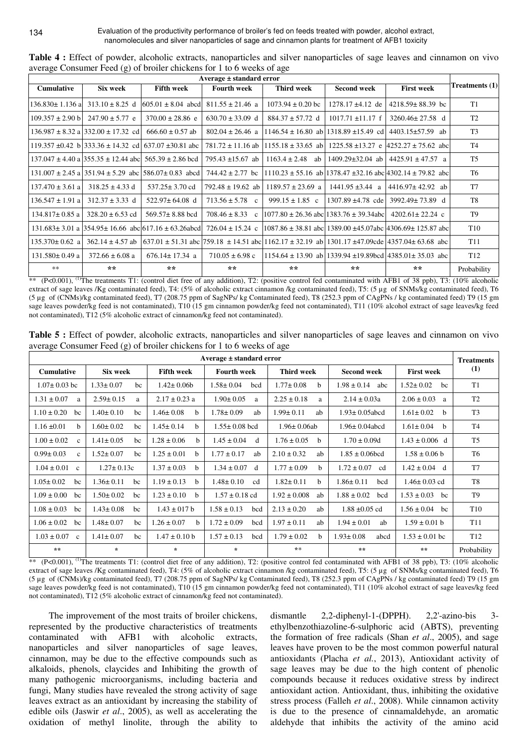**Table 4 :** Effect of powder, alcoholic extracts, nanoparticles and silver nanoparticles of sage leaves and cinnamon on vivo average Consumer Feed (g) of broiler chickens for 1 to 6 weeks of age

| Average ± standard error | | | | | | | Treatments (1) |
|---|---|---|---|---|---|---|---|
| Cumulative | Six week | Fifth week | Fourth week | Third week | Second week | First week | |
| 136.830± 1.136 a | 313.10 ± 8.25 d | 605.01 ± 8.04 abcd | 811.55 ± 21.46 a | 1073.94 ± 0.20 bc | 1278.17 ±4.12 de | 4218.59± 88.39 bc | T1 |
| 109.357 ± 2.90 b | 247.90 ± 5.77 e | 370.00 ± 28.86 e | 630.70 ± 33.09 d | 884.37 ± 57.72 d | 1017.71 ±11.17 f | 3260.46± 27.58 d | T2 |
| 136.987 ± 8.32 a | 332.00 ± 17.32 cd | 666.60 ± 0.57 ab | 802.04 ± 26.46 a | 1146.54 ± 16.80 ab | 1318.89 ±15.49 cd | 4403.15±57.59 ab | T3 |
| 119.357 ±0.42 b | 333.36 ± 14.32 cd | 637.07 ±30.81 abc | 781.72 ± 11.16 ab | 1155.18 ± 33.65 ab | 1225.58 ±13.27 e | 4252.27 ± 75.62 abc | T4 |
| 137.047 ± 4.40 a | 355.35 ± 12.44 abc | 565.39 ± 2.86 bcd | 795.43 ±15.67 ab | 1163.4 ± 2.48 ab | 1409.29±32.04 ab | 4425.91 ± 47.57 a | T5 |
| 131.007 ± 2.45 a | 351.94 ± 5.29 abc | 586.07± 0.83 abcd | 744.42 ± 2.77 bc | 1110.23 ± 55.16 ab | 1378.47 ±32.16 abc | 4302.14 ± 79.82 abc | T6 |
| 137.470 ± 3.61 a | 318.25 ± 4.33 d | 537.25± 3.70 cd | 792.48 ± 19.62 ab | 1189.57 ± 23.69 a | 1441.95 ±3.44 a | 4416.97± 42.92 ab | T7 |
| 136.547 ± 1.91 a | 312.37 ± 3.33 d | 522.97± 64.08 d | 713.56 ± 5.78 c | 999.15 ± 1.85 c | 1307.89 ±4.78 cde | 3992.49± 73.89 d | T8 |
| 134.817± 0.85 a | 328.20 ± 6.53 cd | 569.57± 8.88 bcd | 708.46 ± 8.33 c | 1077.80 ± 26.36 abc | 1383.76 ± 39.34abc | 4202.61± 22.24 c | T9 |
| 131.683± 3.01 a | 354.95± 16.66 abc | 617.16 ± 63.26abcd | 726.04 ± 15.24 c | 1087.86 ± 38.81 abc | 1389.00 ±45.07abc | 4306.69± 125.87 abc | T10 |
| 135.370± 0.62 a | 362.14 ± 4.57 ab | 637.01 ± 51.31 abc | 759.18 ± 14.51 abc | 1162.17 ± 32.19 ab | 1301.17 ±47.09cde | 4357.04± 63.68 abc | T11 |
| 131.580± 0.49 a | 372.66 ± 6.08 a | 676.14± 17.34 a | 710.05 ± 6.98 c | 1154.64 ± 13.90 ab | 1339.94 ±19.89bcd | 4385.01± 35.03 abc | T12 |
| ** | ** | ** | ** | ** | ** | ** | Probability |

** (P<0.001), [(1)]The treatments T1: (control diet free of any addition), T2: (positive control fed contaminated with AFB1 of 38 ppb), T3: (10% alcoholic extract of sage leaves /Kg contaminated feed), T4: (5% of alcoholic extract cinnamon /kg contaminated feed), T5: (5 µg of SNMs/kg contaminated feed), T6 (5 µg of (CNMs)/kg contaminated feed), T7 (208.75 ppm of SagNPs/ kg Contaminated feed), T8 (252.3 ppm of CAgPNs / kg contaminated feed) T9 (15 gm sage leaves powder/kg feed is not contaminated), T10 (15 gm cinnamon powder/kg feed not contaminated), T11 (10% alcohol extract of sage leaves/kg feed not contaminated), T12 (5% alcoholic extract of cinnamon/kg feed not contaminated).

**Table 5 :** Effect of powder, alcoholic extracts, nanoparticles and silver nanoparticles of sage leaves and cinnamon on vivo average Consumer Feed (g) of broiler chickens for 1 to 6 weeks of age

| Average ± standard error | | | | | | | Treatments (1) |
|---|---|---|---|---|---|---|---|
| Cumulative | Six week | Fifth week | Fourth week | Third week | Second week | First week | |
| 1.07± 0.03 bc | 1.33± 0.07 bc | 1.42± 0.06b | 1.58± 0.04 bcd | 1.77± 0.08 b | 1.98 ± 0.14 abc | 1.52± 0.02 bc | T1 |
| 1.31 ± 0.07 a | 2.59± 0.15 a | 2.17 ± 0.23 a | 1.90± 0.05 a | 2.25 ± 0.18 a | 2.14 ± 0.03a | 2.06 ± 0.03 a | T2 |
| 1.10 ± 0.20 bc | 1.40± 0.10 bc | 1.46± 0.08 b | 1.78± 0.09 ab | 1.99± 0.11 ab | 1.93± 0.05abcd | 1.61± 0.02 b | T3 |
| 1.16 ±0.01 b | 1.60± 0.02 bc | 1.45± 0.14 b | 1.55± 0.08 bcd | 1.96± 0.06ab | 1.96± 0.04abcd | 1.61± 0.04 b | T4 |
| 1.00 ± 0.02 c | 1.41± 0.05 bc | 1.28 ± 0.06 b | 1.45 ± 0.04 d | 1.76 ± 0.05 b | 1.70 ± 0.09d | 1.43 ± 0.006 d | T5 |
| 0.99± 0.03 c | 1.52± 0.07 bc | 1.25 ± 0.01 b | 1.77 ± 0.17 ab | 2.10 ± 0.32 ab | 1.85 ± 0.06bcd | 1.58 ± 0.06 b | T6 |
| 1.04 ± 0.01 c | 1.27± 0.13c | 1.37 ± 0.03 b | 1.34 ± 0.07 d | 1.77 ± 0.09 b | 1.72 ± 0.07 cd | 1.42 ± 0.04 d | T7 |
| 1.05± 0.02 bc | 1.36± 0.11 bc | 1.19 ± 0.13 b | 1.48± 0.10 cd | 1.82± 0.11 b | 1.86± 0.11 bcd | 1.46± 0.03 cd | T8 |
| 1.09 ± 0.00 bc | 1.50± 0.02 bc | 1.23 ± 0.10 b | 1.57 ± 0.18 cd | 1.92 ± 0.008 ab | 1.88 ± 0.02 bcd | 1.53 ± 0.03 bc | T9 |
| 1.08 ± 0.03 bc | 1.43± 0.08 bc | 1.43 ± 017 b | 1.58 ± 0.13 bcd | 2.13 ± 0.20 ab | 1.88 ±0.05 cd | 1.56 ± 0.04 bc | T10 |
| 1.06 ± 0.02 bc | 1.48± 0.07 bc | 1.26 ± 0.07 b | 1.72 ± 0.09 bcd | 1.97 ± 0.11 ab | 1.94 ± 0.01 ab | 1.59 ± 0.01 b | T11 |
| 1.03 ± 0.07 c | 1.41± 0.07 bc | 1.47 ± 0.10 b | 1.57 ± 0.13 bcd | 1.79 ± 0.02 b | 1.93± 0.08 abcd | 1.53 ± 0.01 bc | T12 |
| ** | * | * | * | ** | ** | ** | Probability |

** (P<0.001), [(1)]The treatments T1: (control diet free of any addition), T2: (positive control fed contaminated with AFB1 of 38 ppb), T3: (10% alcoholic extract of sage leaves /Kg contaminated feed), T4: (5% of alcoholic extract cinnamon /kg contaminated feed), T5: (5 µg of SNMs/kg contaminated feed), T6 (5 µg of (CNMs)/kg contaminated feed), T7 (208.75 ppm of SagNPs/ kg Contaminated feed), T8 (252.3 ppm of CAgPNs / kg contaminated feed) T9 (15 gm sage leaves powder/kg feed is not contaminated), T10 (15 gm cinnamon powder/kg feed not contaminated), T11 (10% alcohol extract of sage leaves/kg feed not contaminated), T12 (5% alcoholic extract of cinnamon/kg feed not contaminated).

The improvement of the most traits of broiler chickens, represented by the productive characteristics of treatments contaminated with AFB1 with alcoholic extracts, nanoparticles and silver nanoparticles of sage leaves, cinnamon, may be due to the effective compounds such as alkaloids, phenols, claycides and Inhibiting the growth of many pathogenic microorganisms, including bacteria and fungi, Many studies have revealed the strong activity of sage leaves extract as an antioxidant by increasing the stability of edible oils (Jaswir *et al*., 2005), as well as accelerating the oxidation of methyl linolite, through the ability to dismantle 2,2-diphenyl-1-(DPPH). 2,2'-azino-bis 3-ethylbenzothiazoline-6-sulphoric acid (ABTS), preventing the formation of free radicals (Shan *et al*., 2005), and sage leaves have proven to be the most common powerful natural antioxidants (Placha *et al*., 2013), Antioxidant activity of sage leaves may be due to the high content of phenolic compounds because it reduces oxidative stress by indirect antioxidant action. Antioxidant, thus, inhibiting the oxidative stress process (Falleh *et al*., 2008). While cinnamon activity is due to the presence of cinnamaldehyde, an aromatic aldehyde that inhibits the activity of the amino acid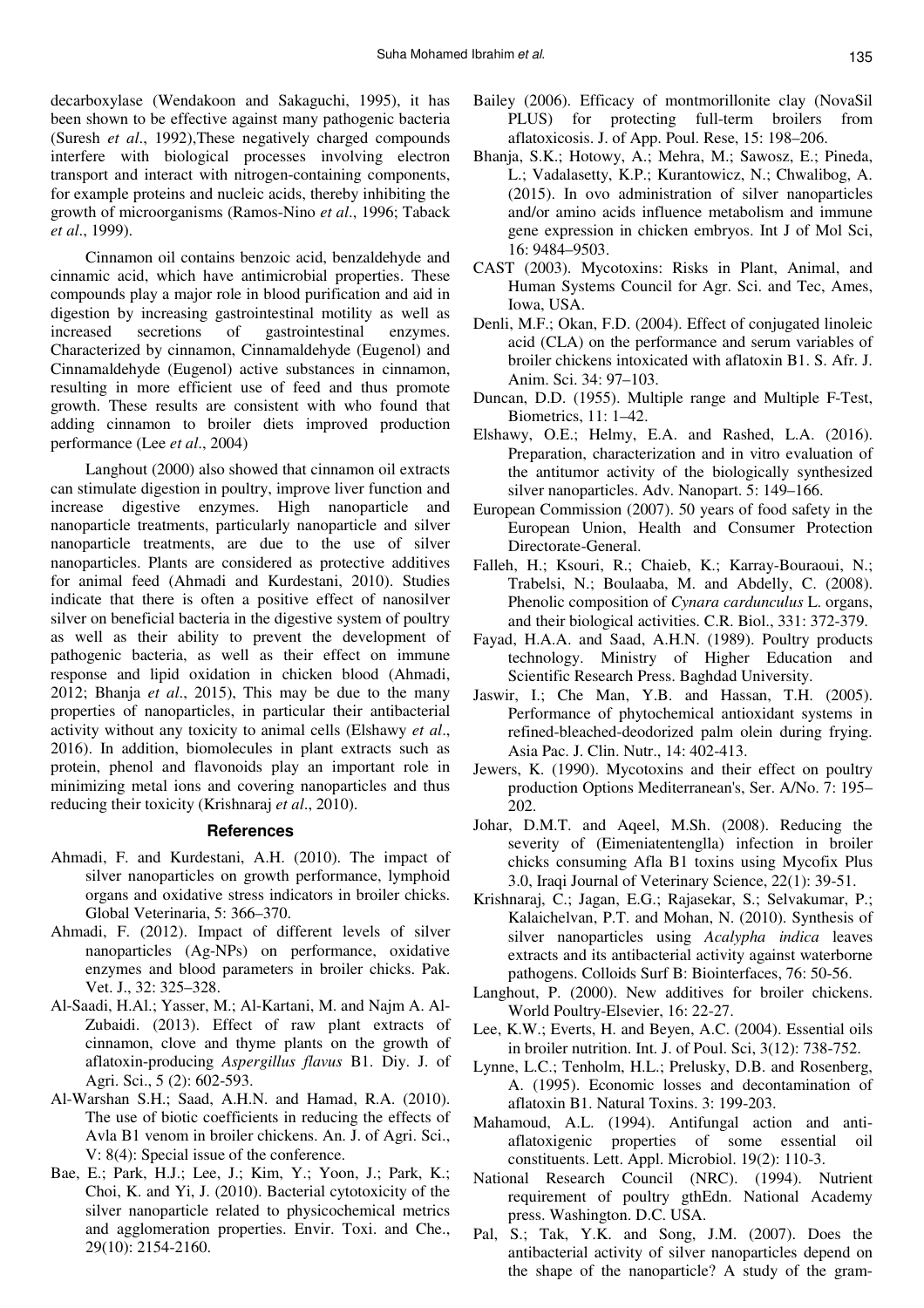decarboxylase (Wendakoon and Sakaguchi, 1995), it has been shown to be effective against many pathogenic bacteria (Suresh *et al*., 1992),These negatively charged compounds interfere with biological processes involving electron transport and interact with nitrogen-containing components, for example proteins and nucleic acids, thereby inhibiting the growth of microorganisms (Ramos-Nino *et al*., 1996; Taback *et al*., 1999).

Cinnamon oil contains benzoic acid, benzaldehyde and cinnamic acid, which have antimicrobial properties. These compounds play a major role in blood purification and aid in digestion by increasing gastrointestinal motility as well as increased secretions of gastrointestinal enzymes. Characterized by cinnamon, Cinnamaldehyde (Eugenol) and Cinnamaldehyde (Eugenol) active substances in cinnamon, resulting in more efficient use of feed and thus promote growth. These results are consistent with who found that adding cinnamon to broiler diets improved production performance (Lee *et al*., 2004)

Langhout (2000) also showed that cinnamon oil extracts can stimulate digestion in poultry, improve liver function and increase digestive enzymes. High nanoparticle and nanoparticle treatments, particularly nanoparticle and silver nanoparticle treatments, are due to the use of silver nanoparticles. Plants are considered as protective additives for animal feed (Ahmadi and Kurdestani, 2010). Studies indicate that there is often a positive effect of nanosilver silver on beneficial bacteria in the digestive system of poultry as well as their ability to prevent the development of pathogenic bacteria, as well as their effect on immune response and lipid oxidation in chicken blood (Ahmadi, 2012; Bhanja *et al*., 2015), This may be due to the many properties of nanoparticles, in particular their antibacterial activity without any toxicity to animal cells (Elshawy *et al*., 2016). In addition, biomolecules in plant extracts such as protein, phenol and flavonoids play an important role in minimizing metal ions and covering nanoparticles and thus reducing their toxicity (Krishnaraj *et al*., 2010).

## References

Ahmadi, F. and Kurdestani, A.H. (2010). The impact of silver nanoparticles on growth performance, lymphoid organs and oxidative stress indicators in broiler chicks. Global Veterinaria, 5: 366–370.

Ahmadi, F. (2012). Impact of different levels of silver nanoparticles (Ag-NPs) on performance, oxidative enzymes and blood parameters in broiler chicks. Pak. Vet. J., 32: 325–328.

Al-Saadi, H.Al.; Yasser, M.; Al-Kartani, M. and Najm A. Al-Zubaidi. (2013). Effect of raw plant extracts of cinnamon, clove and thyme plants on the growth of aflatoxin-producing *Aspergillus flavus* B1. Diy. J. of Agri. Sci., 5 (2): 602-593.

Al-Warshan S.H.; Saad, A.H.N. and Hamad, R.A. (2010). The use of biotic coefficients in reducing the effects of Avla B1 venom in broiler chickens. An. J. of Agri. Sci., V: 8(4): Special issue of the conference.

Bae, E.; Park, H.J.; Lee, J.; Kim, Y.; Yoon, J.; Park, K.; Choi, K. and Yi, J. (2010). Bacterial cytotoxicity of the silver nanoparticle related to physicochemical metrics and agglomeration properties. Envir. Toxi. and Che., 29(10): 2154-2160.

Bailey (2006). Efficacy of montmorillonite clay (NovaSil PLUS) for protecting full-term broilers from aflatoxicosis. J. of App. Poul. Rese, 15: 198–206.

Bhanja, S.K.; Hotowy, A.; Mehra, M.; Sawosz, E.; Pineda, L.; Vadalasetty, K.P.; Kurantowicz, N.; Chwalibog, A. (2015). In ovo administration of silver nanoparticles and/or amino acids influence metabolism and immune gene expression in chicken embryos. Int J of Mol Sci, 16: 9484–9503.

CAST (2003). Mycotoxins: Risks in Plant, Animal, and Human Systems Council for Agr. Sci. and Tec, Ames, Iowa, USA.

Denli, M.F.; Okan, F.D. (2004). Effect of conjugated linoleic acid (CLA) on the performance and serum variables of broiler chickens intoxicated with aflatoxin B1. S. Afr. J. Anim. Sci. 34: 97–103.

Duncan, D.D. (1955). Multiple range and Multiple F-Test, Biometrics, 11: 1–42.

Elshawy, O.E.; Helmy, E.A. and Rashed, L.A. (2016). Preparation, characterization and in vitro evaluation of the antitumor activity of the biologically synthesized silver nanoparticles. Adv. Nanopart. 5: 149–166.

European Commission (2007). 50 years of food safety in the European Union, Health and Consumer Protection Directorate-General.

Falleh, H.; Ksouri, R.; Chaieb, K.; Karray-Bouraoui, N.; Trabelsi, N.; Boulaaba, M. and Abdelly, C. (2008). Phenolic composition of *Cynara cardunculus* L. organs, and their biological activities. C.R. Biol., 331: 372-379.

Fayad, H.A.A. and Saad, A.H.N. (1989). Poultry products technology. Ministry of Higher Education and Scientific Research Press. Baghdad University.

Jaswir, I.; Che Man, Y.B. and Hassan, T.H. (2005). Performance of phytochemical antioxidant systems in refined-bleached-deodorized palm olein during frying. Asia Pac. J. Clin. Nutr., 14: 402-413.

Jewers, K. (1990). Mycotoxins and their effect on poultry production Options Mediterranean's, Ser. A/No. 7: 195–202.

Johar, D.M.T. and Aqeel, M.Sh. (2008). Reducing the severity of (Eimeniatentenglla) infection in broiler chicks consuming Afla B1 toxins using Mycofix Plus 3.0, Iraqi Journal of Veterinary Science, 22(1): 39-51.

Krishnaraj, C.; Jagan, E.G.; Rajasekar, S.; Selvakumar, P.; Kalaichelvan, P.T. and Mohan, N. (2010). Synthesis of silver nanoparticles using *Acalypha indica* leaves extracts and its antibacterial activity against waterborne pathogens. Colloids Surf B: Biointerfaces, 76: 50-56.

Langhout, P. (2000). New additives for broiler chickens. World Poultry-Elsevier, 16: 22-27.

Lee, K.W.; Everts, H. and Beyen, A.C. (2004). Essential oils in broiler nutrition. Int. J. of Poul. Sci, 3(12): 738-752.

Lynne, L.C.; Tenholm, H.L.; Prelusky, D.B. and Rosenberg, A. (1995). Economic losses and decontamination of aflatoxin B1. Natural Toxins. 3: 199-203.

Mahamoud, A.L. (1994). Antifungal action and anti-aflatoxigenic properties of some essential oil constituents. Lett. Appl. Microbiol. 19(2): 110-3.

National Research Council (NRC). (1994). Nutrient requirement of poultry gthEdn. National Academy press. Washington. D.C. USA.

Pal, S.; Tak, Y.K. and Song, J.M. (2007). Does the antibacterial activity of silver nanoparticles depend on the shape of the nanoparticle? A study of the gram-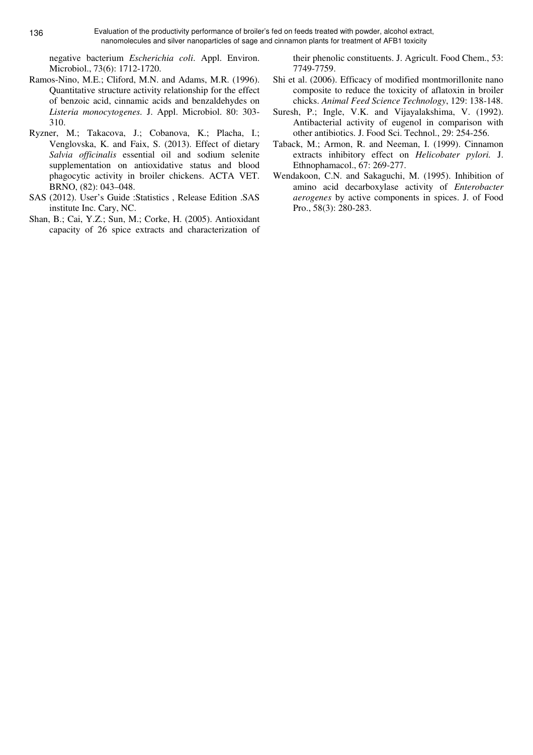negative bacterium *Escherichia coli*. Appl. Environ. Microbiol., 73(6): 1712-1720.

Ramos-Nino, M.E.; Cliford, M.N. and Adams, M.R. (1996). Quantitative structure activity relationship for the effect of benzoic acid, cinnamic acids and benzaldehydes on *Listeria monocytogenes.* J. Appl. Microbiol. 80: 303-310.

Ryzner, M.; Takacova, J.; Cobanova, K.; Placha, I.; Venglovska, K. and Faix, S. (2013). Effect of dietary *Salvia officinalis* essential oil and sodium selenite supplementation on antioxidative status and blood phagocytic activity in broiler chickens. ACTA VET. BRNO, (82): 043–048.

SAS (2012). User's Guide :Statistics , Release Edition .SAS institute Inc. Cary, NC.

Shan, B.; Cai, Y.Z.; Sun, M.; Corke, H. (2005). Antioxidant capacity of 26 spice extracts and characterization of their phenolic constituents. J. Agricult. Food Chem., 53: 7749-7759.

Shi et al. (2006). Efficacy of modified montmorillonite nano composite to reduce the toxicity of aflatoxin in broiler chicks. *Animal Feed Science Technology*, 129: 138-148.

Suresh, P.; Ingle, V.K. and Vijayalakshima, V. (1992). Antibacterial activity of eugenol in comparison with other antibiotics. J. Food Sci. Technol., 29: 254-256.

Taback, M.; Armon, R. and Neeman, I. (1999). Cinnamon extracts inhibitory effect on *Helicobater pylori.* J. Ethnophamacol., 67: 269-277.

Wendakoon, C.N. and Sakaguchi, M. (1995). Inhibition of amino acid decarboxylase activity of *Enterobacter aerogenes* by active components in spices. J. of Food Pro., 58(3): 280-283.